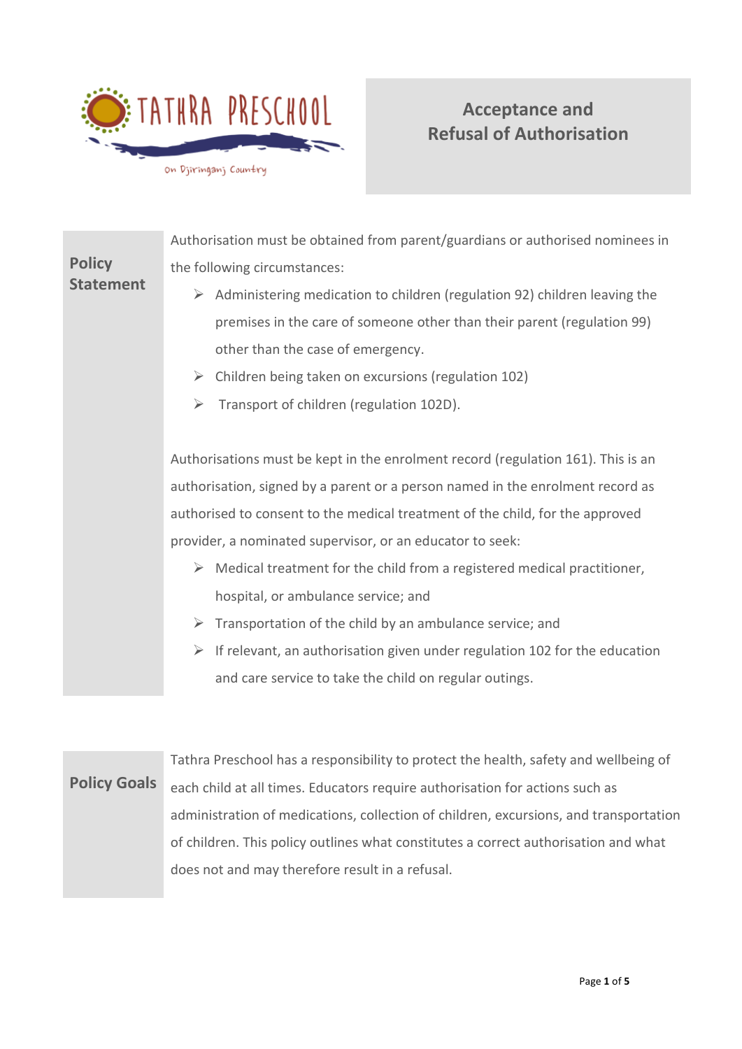TATHRA PRESCHOOL

On Djiringanj Country

# Acceptance and Refusal of Authorisation

## Policy Statement

Authorisation must be obtained from parent/guardians or authorised nominees in the following circumstances:

- Administering medication to children (regulation 92) children leaving the premises in the care of someone other than their parent (regulation 99) other than the case of emergency.
- Children being taken on excursions (regulation 102)
- Transport of children (regulation 102D).

Authorisations must be kept in the enrolment record (regulation 161). This is an authorisation, signed by a parent or a person named in the enrolment record as authorised to consent to the medical treatment of the child, for the approved provider, a nominated supervisor, or an educator to seek:

- Medical treatment for the child from a registered medical practitioner, hospital, or ambulance service; and
- Transportation of the child by an ambulance service; and
- If relevant, an authorisation given under regulation 102 for the education and care service to take the child on regular outings.

## Policy Goals

Tathra Preschool has a responsibility to protect the health, safety and wellbeing of each child at all times. Educators require authorisation for actions such as administration of medications, collection of children, excursions, and transportation of children. This policy outlines what constitutes a correct authorisation and what does not and may therefore result in a refusal.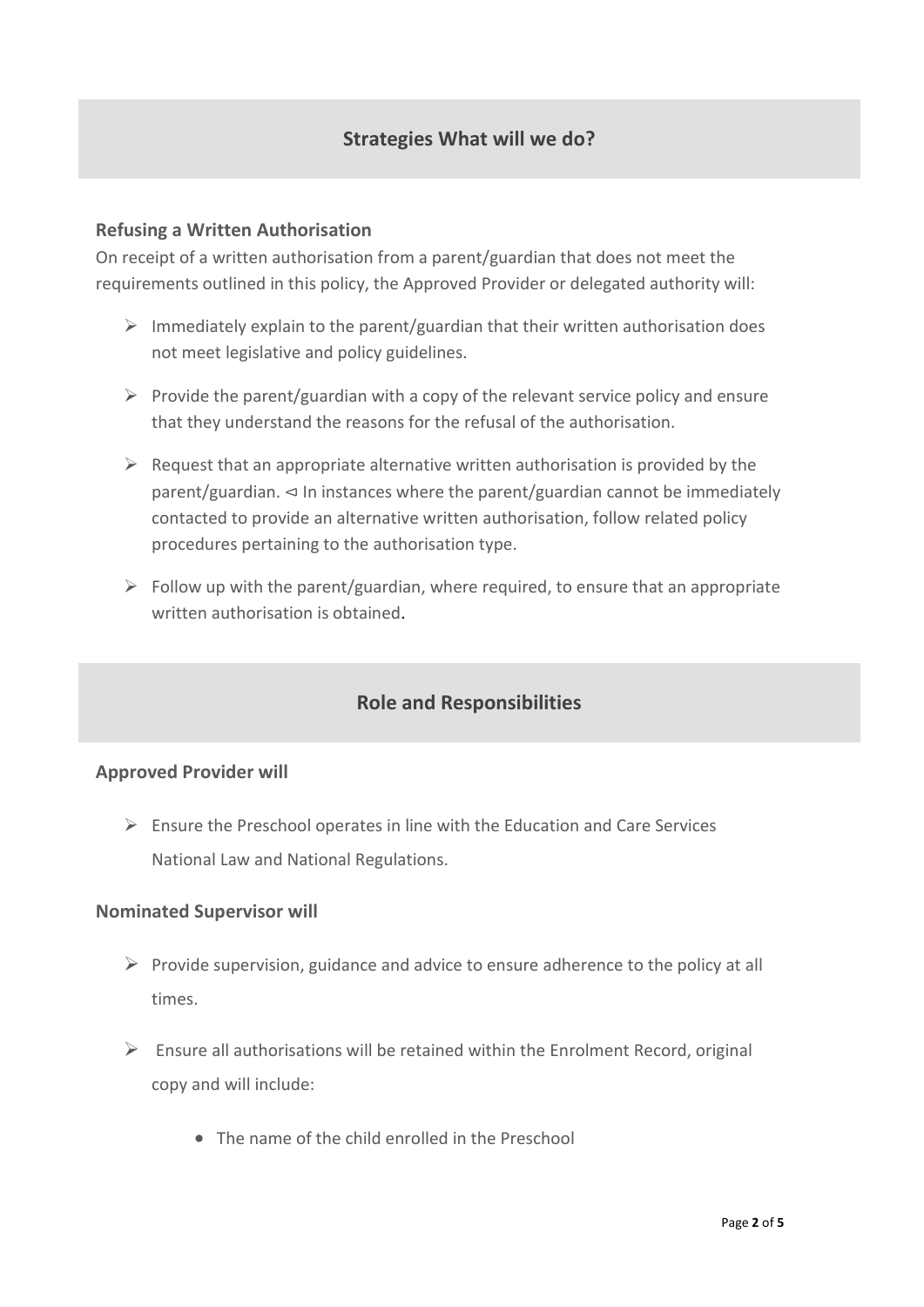## Strategies What will we do?

### Refusing a Written Authorisation

On receipt of a written authorisation from a parent/guardian that does not meet the requirements outlined in this policy, the Approved Provider or delegated authority will:

- Immediately explain to the parent/guardian that their written authorisation does not meet legislative and policy guidelines.
- Provide the parent/guardian with a copy of the relevant service policy and ensure that they understand the reasons for the refusal of the authorisation.
- Request that an appropriate alternative written authorisation is provided by the parent/guardian. ⊲ In instances where the parent/guardian cannot be immediately contacted to provide an alternative written authorisation, follow related policy procedures pertaining to the authorisation type.
- Follow up with the parent/guardian, where required, to ensure that an appropriate written authorisation is obtained.

## Role and Responsibilities

### Approved Provider will

- Ensure the Preschool operates in line with the Education and Care Services National Law and National Regulations.

### Nominated Supervisor will

- Provide supervision, guidance and advice to ensure adherence to the policy at all times.
- Ensure all authorisations will be retained within the Enrolment Record, original copy and will include:
  - The name of the child enrolled in the Preschool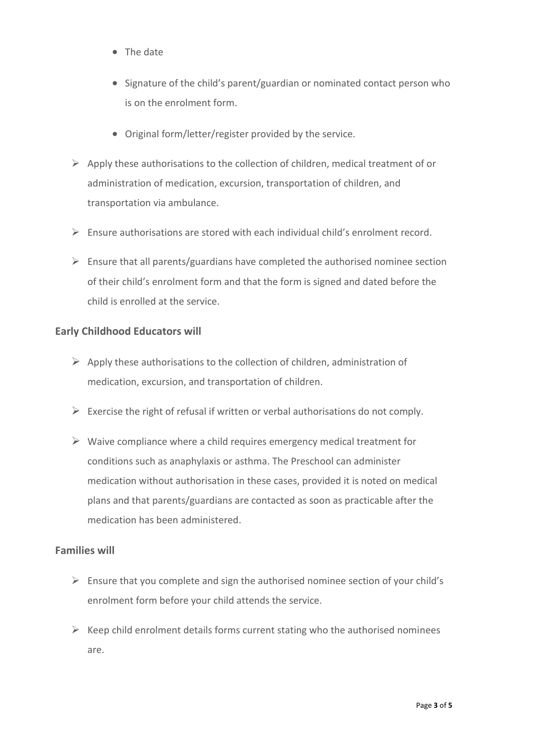- The date
  - Signature of the child's parent/guardian or nominated contact person who is on the enrolment form.
  - Original form/letter/register provided by the service.

- Apply these authorisations to the collection of children, medical treatment of or administration of medication, excursion, transportation of children, and transportation via ambulance.
- Ensure authorisations are stored with each individual child's enrolment record.
- Ensure that all parents/guardians have completed the authorised nominee section of their child's enrolment form and that the form is signed and dated before the child is enrolled at the service.

### Early Childhood Educators will

- Apply these authorisations to the collection of children, administration of medication, excursion, and transportation of children.
- Exercise the right of refusal if written or verbal authorisations do not comply.
- Waive compliance where a child requires emergency medical treatment for conditions such as anaphylaxis or asthma. The Preschool can administer medication without authorisation in these cases, provided it is noted on medical plans and that parents/guardians are contacted as soon as practicable after the medication has been administered.

### Families will

- Ensure that you complete and sign the authorised nominee section of your child's enrolment form before your child attends the service.
- Keep child enrolment details forms current stating who the authorised nominees are.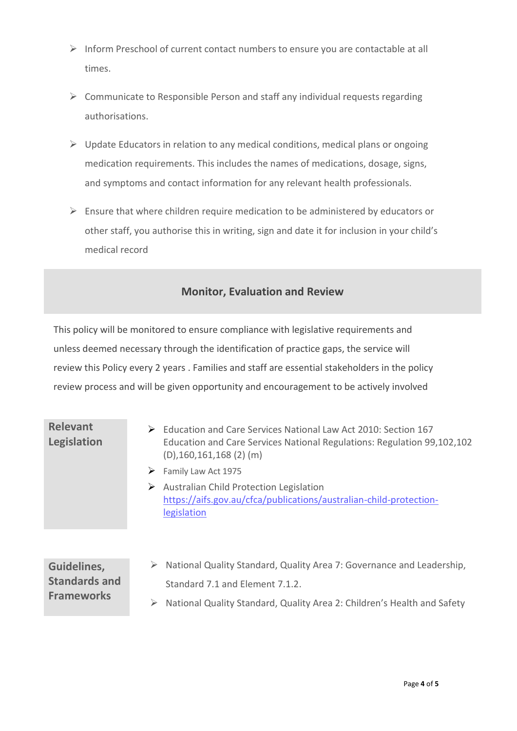- Inform Preschool of current contact numbers to ensure you are contactable at all times.
- Communicate to Responsible Person and staff any individual requests regarding authorisations.
- Update Educators in relation to any medical conditions, medical plans or ongoing medication requirements. This includes the names of medications, dosage, signs, and symptoms and contact information for any relevant health professionals.
- Ensure that where children require medication to be administered by educators or other staff, you authorise this in writing, sign and date it for inclusion in your child's medical record

## Monitor, Evaluation and Review

This policy will be monitored to ensure compliance with legislative requirements and unless deemed necessary through the identification of practice gaps, the service will review this Policy every 2 years . Families and staff are essential stakeholders in the policy review process and will be given opportunity and encouragement to be actively involved

### Relevant Legislation

- Education and Care Services National Law Act 2010: Section 167
  Education and Care Services National Regulations: Regulation 99,102,102 (D),160,161,168 (2) (m)
- Family Law Act 1975
- Australian Child Protection Legislation
  https://aifs.gov.au/cfca/publications/australian-child-protection-legislation

### Guidelines, Standards and Frameworks

- National Quality Standard, Quality Area 7: Governance and Leadership, Standard 7.1 and Element 7.1.2.
- National Quality Standard, Quality Area 2: Children's Health and Safety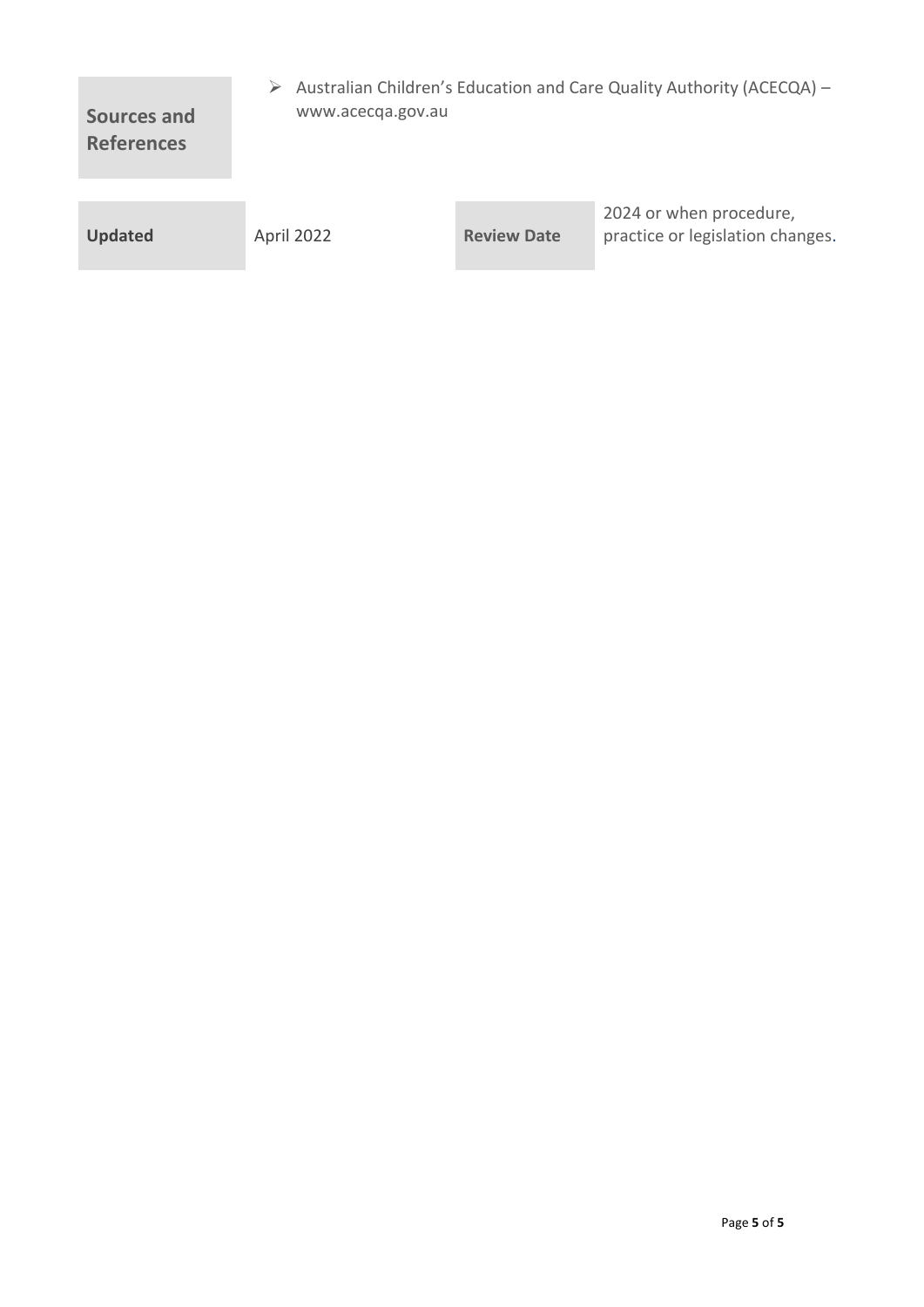| | |
|---|---|
| **Sources and References** | - Australian Children's Education and Care Quality Authority (ACECQA) – www.acecqa.gov.au |

| | | | |
|---|---|---|---|
| **Updated** | April 2022 | **Review Date** | 2024 or when procedure, practice or legislation changes. |